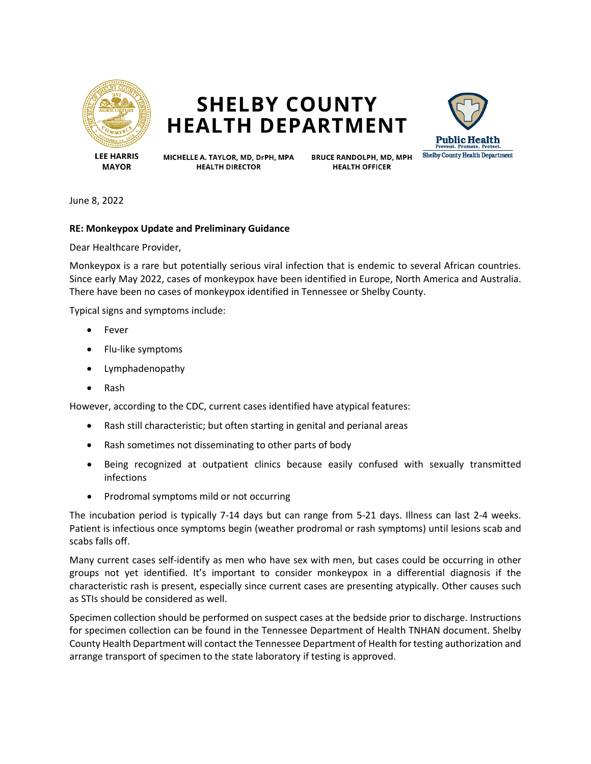# SHELBY COUNTY HEALTH DEPARTMENT

**LEE HARRIS**
**MAYOR**

**MICHELLE A. TAYLOR, MD, DrPH, MPA**
**HEALTH DIRECTOR**

**BRUCE RANDOLPH, MD, MPH**
**HEALTH OFFICER**

**Public Health**
Prevent. Promote. Protect.
Shelby County Health Department

June 8, 2022

**RE: Monkeypox Update and Preliminary Guidance**

Dear Healthcare Provider,

Monkeypox is a rare but potentially serious viral infection that is endemic to several African countries. Since early May 2022, cases of monkeypox have been identified in Europe, North America and Australia. There have been no cases of monkeypox identified in Tennessee or Shelby County.

Typical signs and symptoms include:

- Fever
- Flu-like symptoms
- Lymphadenopathy
- Rash

However, according to the CDC, current cases identified have atypical features:

- Rash still characteristic; but often starting in genital and perianal areas
- Rash sometimes not disseminating to other parts of body
- Being recognized at outpatient clinics because easily confused with sexually transmitted infections
- Prodromal symptoms mild or not occurring

The incubation period is typically 7-14 days but can range from 5-21 days. Illness can last 2-4 weeks. Patient is infectious once symptoms begin (weather prodromal or rash symptoms) until lesions scab and scabs falls off.

Many current cases self-identify as men who have sex with men, but cases could be occurring in other groups not yet identified. It's important to consider monkeypox in a differential diagnosis if the characteristic rash is present, especially since current cases are presenting atypically. Other causes such as STIs should be considered as well.

Specimen collection should be performed on suspect cases at the bedside prior to discharge. Instructions for specimen collection can be found in the Tennessee Department of Health TNHAN document. Shelby County Health Department will contact the Tennessee Department of Health for testing authorization and arrange transport of specimen to the state laboratory if testing is approved.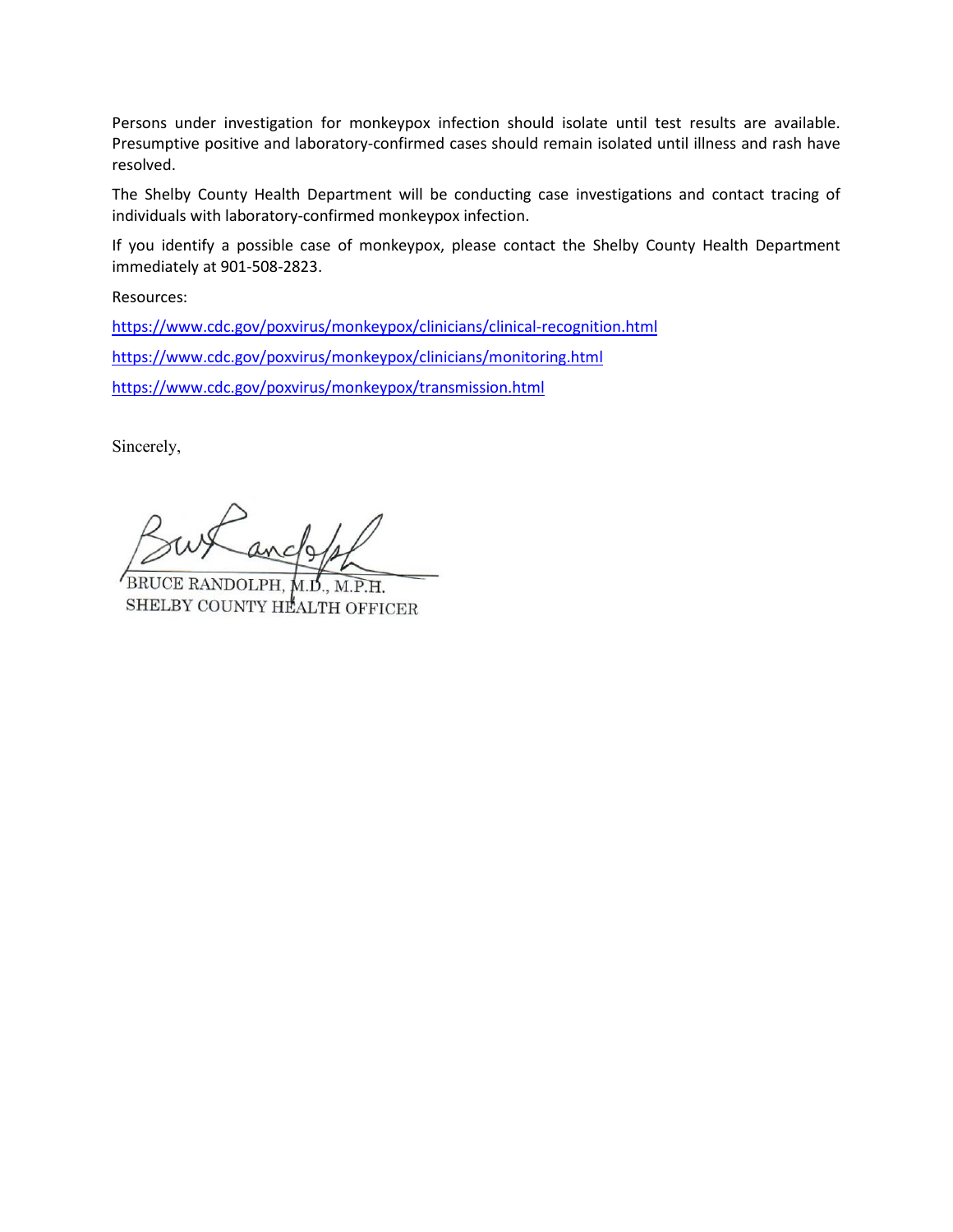Persons under investigation for monkeypox infection should isolate until test results are available. Presumptive positive and laboratory-confirmed cases should remain isolated until illness and rash have resolved.

The Shelby County Health Department will be conducting case investigations and contact tracing of individuals with laboratory-confirmed monkeypox infection.

If you identify a possible case of monkeypox, please contact the Shelby County Health Department immediately at 901-508-2823.

Resources:

https://www.cdc.gov/poxvirus/monkeypox/clinicians/clinical-recognition.html

https://www.cdc.gov/poxvirus/monkeypox/clinicians/monitoring.html

https://www.cdc.gov/poxvirus/monkeypox/transmission.html

Sincerely,

BRUCE RANDOLPH, M.D., M.P.H.
SHELBY COUNTY HEALTH OFFICER